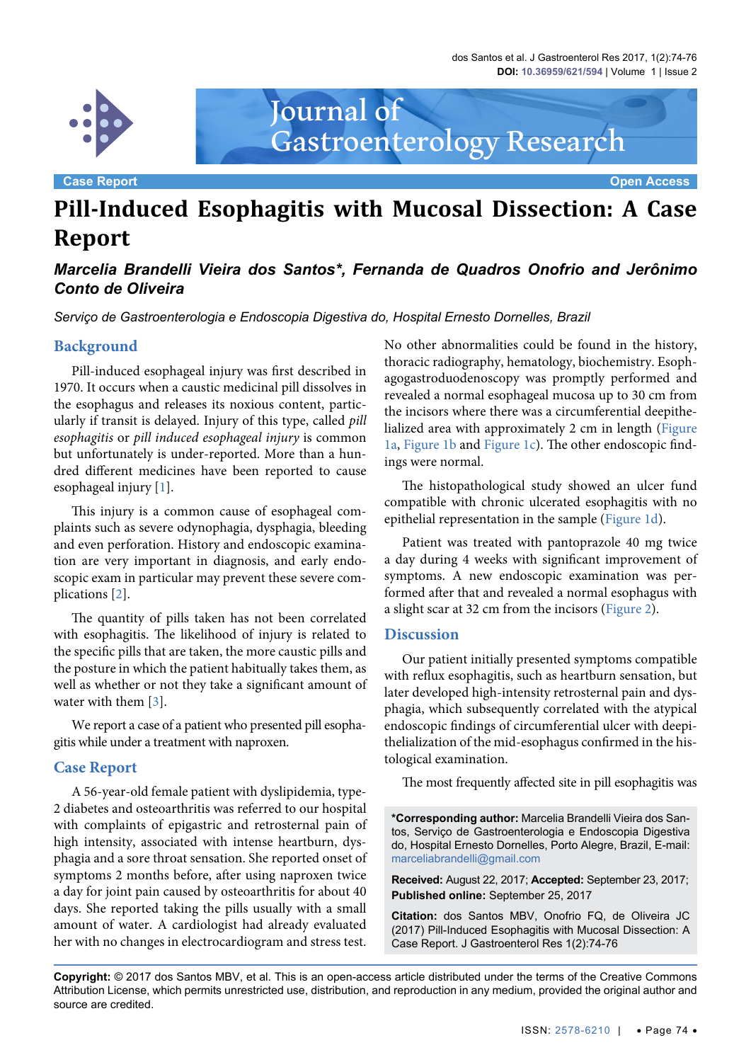Case Report | Open Access

# Pill-Induced Esophagitis with Mucosal Dissection: A Case Report

***Marcelia Brandelli Vieira dos Santos\*, Fernanda de Quadros Onofrio and Jerônimo Conto de Oliveira***

*Serviço de Gastroenterologia e Endoscopia Digestiva do, Hospital Ernesto Dornelles, Brazil*

## Background

Pill-induced esophageal injury was first described in 1970. It occurs when a caustic medicinal pill dissolves in the esophagus and releases its noxious content, particularly if transit is delayed. Injury of this type, called *pill esophagitis* or *pill induced esophageal injury* is common but unfortunately is under-reported. More than a hundred different medicines have been reported to cause esophageal injury [1].

This injury is a common cause of esophageal complaints such as severe odynophagia, dysphagia, bleeding and even perforation. History and endoscopic examination are very important in diagnosis, and early endoscopic exam in particular may prevent these severe complications [2].

The quantity of pills taken has not been correlated with esophagitis. The likelihood of injury is related to the specific pills that are taken, the more caustic pills and the posture in which the patient habitually takes them, as well as whether or not they take a significant amount of water with them [3].

We report a case of a patient who presented pill esophagitis while under a treatment with naproxen.

## Case Report

A 56-year-old female patient with dyslipidemia, type-2 diabetes and osteoarthritis was referred to our hospital with complaints of epigastric and retrosternal pain of high intensity, associated with intense heartburn, dysphagia and a sore throat sensation. She reported onset of symptoms 2 months before, after using naproxen twice a day for joint pain caused by osteoarthritis for about 40 days. She reported taking the pills usually with a small amount of water. A cardiologist had already evaluated her with no changes in electrocardiogram and stress test. No other abnormalities could be found in the history, thoracic radiography, hematology, biochemistry. Esophagogastroduodenoscopy was promptly performed and revealed a normal esophageal mucosa up to 30 cm from the incisors where there was a circumferential deepithelialized area with approximately 2 cm in length (Figure 1a, Figure 1b and Figure 1c). The other endoscopic findings were normal.

The histopathological study showed an ulcer fund compatible with chronic ulcerated esophagitis with no epithelial representation in the sample (Figure 1d).

Patient was treated with pantoprazole 40 mg twice a day during 4 weeks with significant improvement of symptoms. A new endoscopic examination was performed after that and revealed a normal esophagus with a slight scar at 32 cm from the incisors (Figure 2).

## Discussion

Our patient initially presented symptoms compatible with reflux esophagitis, such as heartburn sensation, but later developed high-intensity retrosternal pain and dysphagia, which subsequently correlated with the atypical endoscopic findings of circumferential ulcer with deepithelialization of the mid-esophagus confirmed in the histological examination.

The most frequently affected site in pill esophagitis was

**\*Corresponding author:** Marcelia Brandelli Vieira dos Santos, Serviço de Gastroenterologia e Endoscopia Digestiva do, Hospital Ernesto Dornelles, Porto Alegre, Brazil, E-mail: marceliabrandelli@gmail.com

**Received:** August 22, 2017; **Accepted:** September 23, 2017; **Published online:** September 25, 2017

**Citation:** dos Santos MBV, Onofrio FQ, de Oliveira JC (2017) Pill-Induced Esophagitis with Mucosal Dissection: A Case Report. J Gastroenterol Res 1(2):74-76

**Copyright:** © 2017 dos Santos MBV, et al. This is an open-access article distributed under the terms of the Creative Commons Attribution License, which permits unrestricted use, distribution, and reproduction in any medium, provided the original author and source are credited.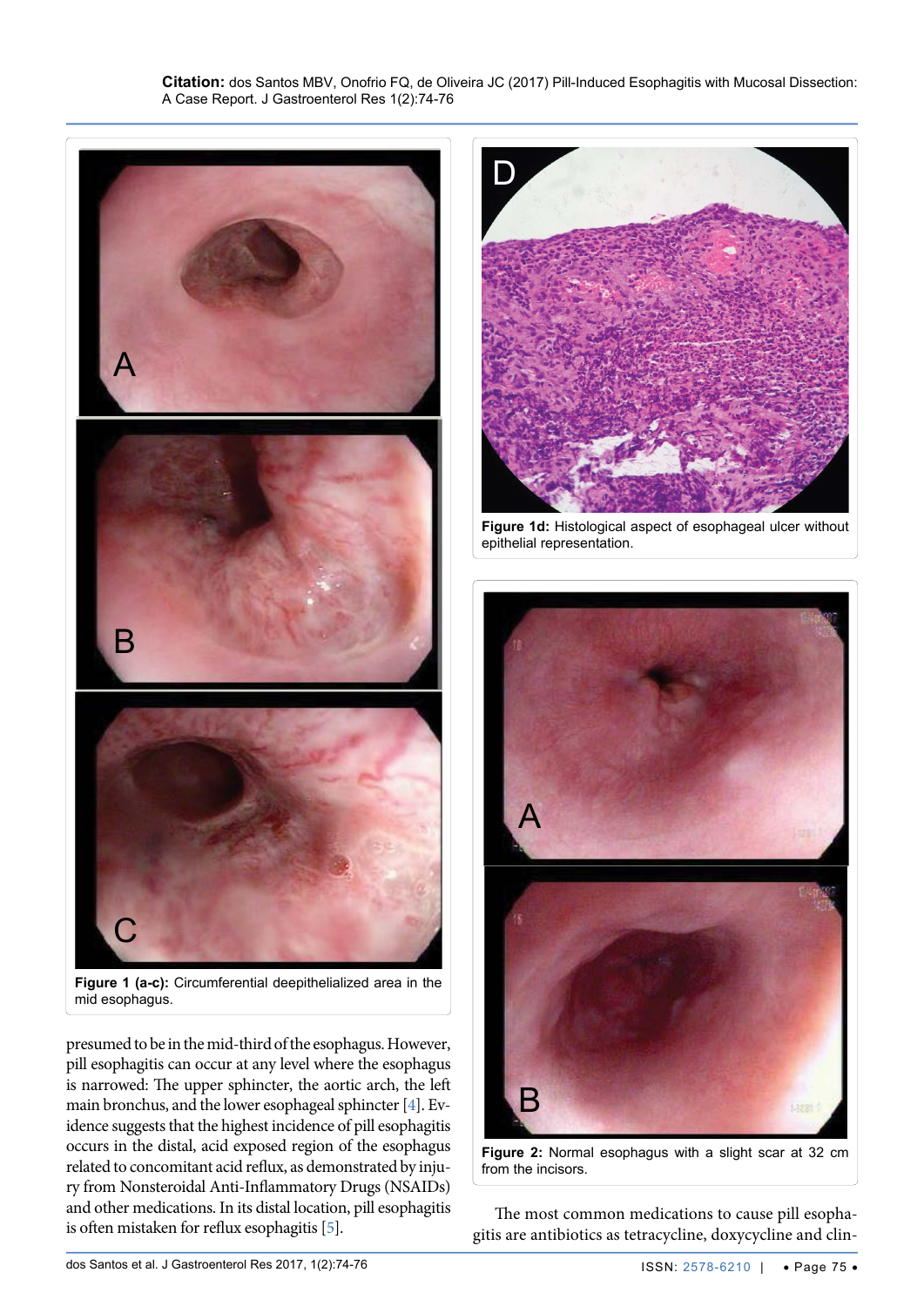Figure 1 (a-c): Circumferential deepithelialized area in the mid esophagus.

Figure 1d: Histological aspect of esophageal ulcer without epithelial representation.

Figure 2: Normal esophagus with a slight scar at 32 cm from the incisors.

presumed to be in the mid-third of the esophagus. However, pill esophagitis can occur at any level where the esophagus is narrowed: The upper sphincter, the aortic arch, the left main bronchus, and the lower esophageal sphincter [4]. Evidence suggests that the highest incidence of pill esophagitis occurs in the distal, acid exposed region of the esophagus related to concomitant acid reflux, as demonstrated by injury from Nonsteroidal Anti-Inflammatory Drugs (NSAIDs) and other medications. In its distal location, pill esophagitis is often mistaken for reflux esophagitis [5].

The most common medications to cause pill esophagitis are antibiotics as tetracycline, doxycycline and clin-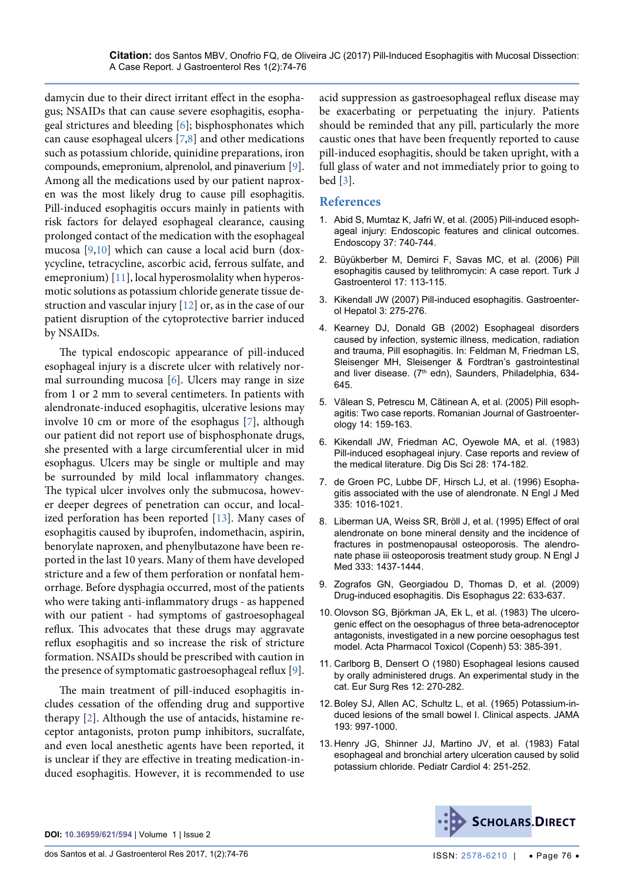damycin due to their direct irritant effect in the esophagus; NSAIDs that can cause severe esophagitis, esophageal strictures and bleeding [6]; bisphosphonates which can cause esophageal ulcers [7,8] and other medications such as potassium chloride, quinidine preparations, iron compounds, emepronium, alprenolol, and pinaverium [9]. Among all the medications used by our patient naproxen was the most likely drug to cause pill esophagitis. Pill-induced esophagitis occurs mainly in patients with risk factors for delayed esophageal clearance, causing prolonged contact of the medication with the esophageal mucosa [9,10] which can cause a local acid burn (doxycycline, tetracycline, ascorbic acid, ferrous sulfate, and emepronium) [11], local hyperosmolality when hyperosmotic solutions as potassium chloride generate tissue destruction and vascular injury [12] or, as in the case of our patient disruption of the cytoprotective barrier induced by NSAIDs.

The typical endoscopic appearance of pill-induced esophageal injury is a discrete ulcer with relatively normal surrounding mucosa [6]. Ulcers may range in size from 1 or 2 mm to several centimeters. In patients with alendronate-induced esophagitis, ulcerative lesions may involve 10 cm or more of the esophagus [7], although our patient did not report use of bisphosphonate drugs, she presented with a large circumferential ulcer in mid esophagus. Ulcers may be single or multiple and may be surrounded by mild local inflammatory changes. The typical ulcer involves only the submucosa, however deeper degrees of penetration can occur, and localized perforation has been reported [13]. Many cases of esophagitis caused by ibuprofen, indomethacin, aspirin, benorylate naproxen, and phenylbutazone have been reported in the last 10 years. Many of them have developed stricture and a few of them perforation or nonfatal hemorrhage. Before dysphagia occurred, most of the patients who were taking anti-inflammatory drugs - as happened with our patient - had symptoms of gastroesophageal reflux. This advocates that these drugs may aggravate reflux esophagitis and so increase the risk of stricture formation. NSAIDs should be prescribed with caution in the presence of symptomatic gastroesophageal reflux [9].

The main treatment of pill-induced esophagitis includes cessation of the offending drug and supportive therapy [2]. Although the use of antacids, histamine receptor antagonists, proton pump inhibitors, sucralfate, and even local anesthetic agents have been reported, it is unclear if they are effective in treating medication-induced esophagitis. However, it is recommended to use acid suppression as gastroesophageal reflux disease may be exacerbating or perpetuating the injury. Patients should be reminded that any pill, particularly the more caustic ones that have been frequently reported to cause pill-induced esophagitis, should be taken upright, with a full glass of water and not immediately prior to going to bed [3].

## References

1. Abid S, Mumtaz K, Jafri W, et al. (2005) Pill-induced esophageal injury: Endoscopic features and clinical outcomes. Endoscopy 37: 740-744.
2. Büyükberber M, Demirci F, Savas MC, et al. (2006) Pill esophagitis caused by telithromycin: A case report. Turk J Gastroenterol 17: 113-115.
3. Kikendall JW (2007) Pill-induced esophagitis. Gastroenterol Hepatol 3: 275-276.
4. Kearney DJ, Donald GB (2002) Esophageal disorders caused by infection, systemic illness, medication, radiation and trauma, Pill esophagitis. In: Feldman M, Friedman LS, Sleisenger MH, Sleisenger & Fordtran's gastrointestinal and liver disease. (7th edn), Saunders, Philadelphia, 634-645.
5. Vălean S, Petrescu M, Cătinean A, et al. (2005) Pill esophagitis: Two case reports. Romanian Journal of Gastroenterology 14: 159-163.
6. Kikendall JW, Friedman AC, Oyewole MA, et al. (1983) Pill-induced esophageal injury. Case reports and review of the medical literature. Dig Dis Sci 28: 174-182.
7. de Groen PC, Lubbe DF, Hirsch LJ, et al. (1996) Esophagitis associated with the use of alendronate. N Engl J Med 335: 1016-1021.
8. Liberman UA, Weiss SR, Bröll J, et al. (1995) Effect of oral alendronate on bone mineral density and the incidence of fractures in postmenopausal osteoporosis. The alendronate phase iii osteoporosis treatment study group. N Engl J Med 333: 1437-1444.
9. Zografos GN, Georgiadou D, Thomas D, et al. (2009) Drug-induced esophagitis. Dis Esophagus 22: 633-637.
10. Olovson SG, Björkman JA, Ek L, et al. (1983) The ulcerogenic effect on the oesophagus of three beta-adrenoceptor antagonists, investigated in a new porcine oesophagus test model. Acta Pharmacol Toxicol (Copenh) 53: 385-391.
11. Carlborg B, Densert O (1980) Esophageal lesions caused by orally administered drugs. An experimental study in the cat. Eur Surg Res 12: 270-282.
12. Boley SJ, Allen AC, Schultz L, et al. (1965) Potassium-induced lesions of the small bowel I. Clinical aspects. JAMA 193: 997-1000.
13. Henry JG, Shinner JJ, Martino JV, et al. (1983) Fatal esophageal and bronchial artery ulceration caused by solid potassium chloride. Pediatr Cardiol 4: 251-252.